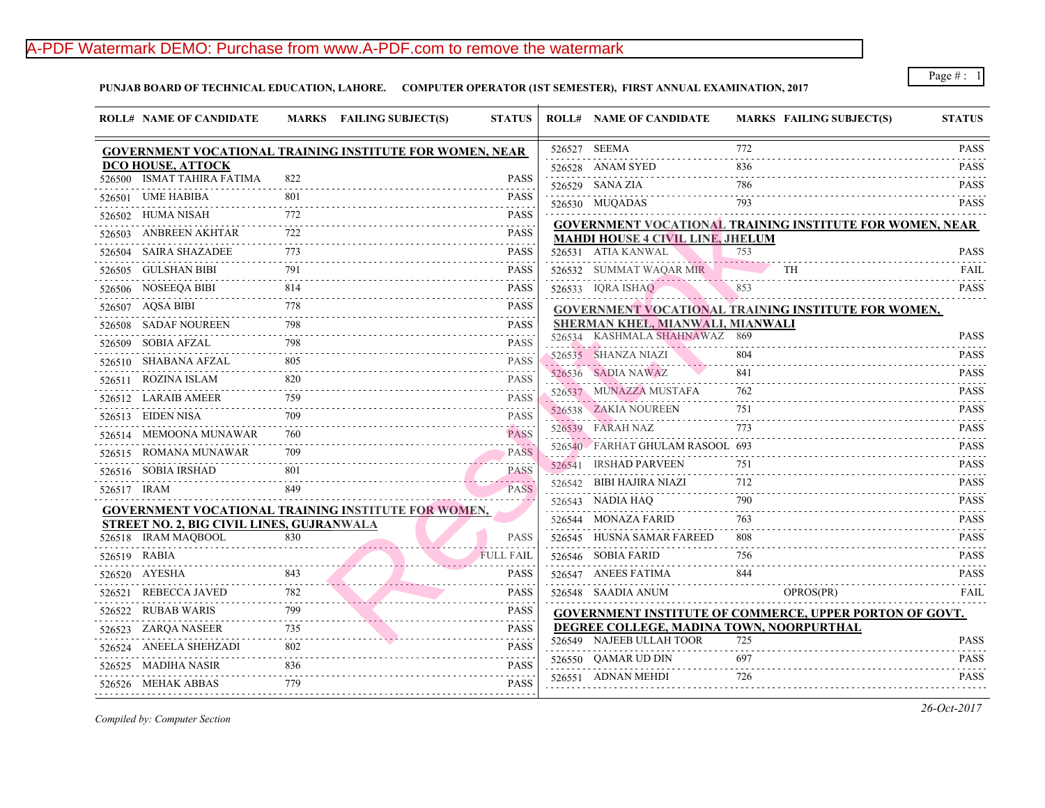**PUNJAB BOARD OF TECHNICAL EDUCATION, LAHORE. COMPUTER OPERATOR (1ST SEMESTER), FIRST ANNUAL EXAMINATION, 2017**

### GOVERNMENT VOCATIONAL TRAINING INSTITUTE FOR WOMEN, NEAR DCO HOUSE, ATTOCK

| ROLL# | NAME OF CANDIDATE | MARKS | FAILING SUBJECT(S) | STATUS |
|---|---|---|---|---|
| 526500 | ISMAT TAHIRA FATIMA | 822 | | PASS |
| 526501 | UME HABIBA | 801 | | PASS |
| 526502 | HUMA NISAH | 772 | | PASS |
| 526503 | ANBREEN AKHTAR | 722 | | PASS |
| 526504 | SAIRA SHAZADEE | 773 | | PASS |
| 526505 | GULSHAN BIBI | 791 | | PASS |
| 526506 | NOSEEQA BIBI | 814 | | PASS |
| 526507 | AQSA BIBI | 778 | | PASS |
| 526508 | SADAF NOUREEN | 798 | | PASS |
| 526509 | SOBIA AFZAL | 798 | | PASS |
| 526510 | SHABANA AFZAL | 805 | | PASS |
| 526511 | ROZINA ISLAM | 820 | | PASS |
| 526512 | LARAIB AMEER | 759 | | PASS |
| 526513 | EIDEN NISA | 709 | | PASS |
| 526514 | MEMOONA MUNAWAR | 760 | | PASS |
| 526515 | ROMANA MUNAWAR | 709 | | PASS |
| 526516 | SOBIA IRSHAD | 801 | | PASS |
| 526517 | IRAM | 849 | | PASS |

### GOVERNMENT VOCATIONAL TRAINING INSTITUTE FOR WOMEN, STREET NO. 2, BIG CIVIL LINES, GUJRANWALA

| ROLL# | NAME OF CANDIDATE | MARKS | FAILING SUBJECT(S) | STATUS |
|---|---|---|---|---|
| 526518 | IRAM MAQBOOL | 830 | | PASS |
| 526519 | RABIA | | | FULL FAIL |
| 526520 | AYESHA | 843 | | PASS |
| 526521 | REBECCA JAVED | 782 | | PASS |
| 526522 | RUBAB WARIS | 799 | | PASS |
| 526523 | ZARQA NASEER | 735 | | PASS |
| 526524 | ANEELA SHEHZADI | 802 | | PASS |
| 526525 | MADIHA NASIR | 836 | | PASS |
| 526526 | MEHAK ABBAS | 779 | | PASS |
| 526527 | SEEMA | 772 | | PASS |
| 526528 | ANAM SYED | 836 | | PASS |
| 526529 | SANA ZIA | 786 | | PASS |
| 526530 | MUQADAS | 793 | | PASS |

### GOVERNMENT VOCATIONAL TRAINING INSTITUTE FOR WOMEN, NEAR MAHDI HOUSE 4 CIVIL LINE, JHELUM

| ROLL# | NAME OF CANDIDATE | MARKS | FAILING SUBJECT(S) | STATUS |
|---|---|---|---|---|
| 526531 | ATIA KANWAL | 753 | | PASS |
| 526532 | SUMMAT WAQAR MIR | | TH | FAIL |
| 526533 | IQRA ISHAQ | 853 | | PASS |

### GOVERNMENT VOCATIONAL TRAINING INSTITUTE FOR WOMEN, SHERMAN KHEL, MIANWALI, MIANWALI

| ROLL# | NAME OF CANDIDATE | MARKS | FAILING SUBJECT(S) | STATUS |
|---|---|---|---|---|
| 526534 | KASHMALA SHAHNAWAZ | 869 | | PASS |
| 526535 | SHANZA NIAZI | 804 | | PASS |
| 526536 | SADIA NAWAZ | 841 | | PASS |
| 526537 | MUNAZZA MUSTAFA | 762 | | PASS |
| 526538 | ZAKIA NOUREEN | 751 | | PASS |
| 526539 | FARAH NAZ | 773 | | PASS |
| 526540 | FARHAT GHULAM RASOOL | 693 | | PASS |
| 526541 | IRSHAD PARVEEN | 751 | | PASS |
| 526542 | BIBI HAJIRA NIAZI | 712 | | PASS |
| 526543 | NADIA HAQ | 790 | | PASS |
| 526544 | MONAZA FARID | 763 | | PASS |
| 526545 | HUSNA SAMAR FAREED | 808 | | PASS |
| 526546 | SOBIA FARID | 756 | | PASS |
| 526547 | ANEES FATIMA | 844 | | PASS |
| 526548 | SAADIA ANUM | | OPROS(PR) | FAIL |

### GOVERNMENT INSTITUTE OF COMMERCE, UPPER PORTON OF GOVT. DEGREE COLLEGE, MADINA TOWN, NOORPURTHAL

| ROLL# | NAME OF CANDIDATE | MARKS | FAILING SUBJECT(S) | STATUS |
|---|---|---|---|---|
| 526549 | NAJEEB ULLAH TOOR | 725 | | PASS |
| 526550 | QAMAR UD DIN | 697 | | PASS |
| 526551 | ADNAN MEHDI | 726 | | PASS |

*Compiled by: Computer Section*

26-Oct-2017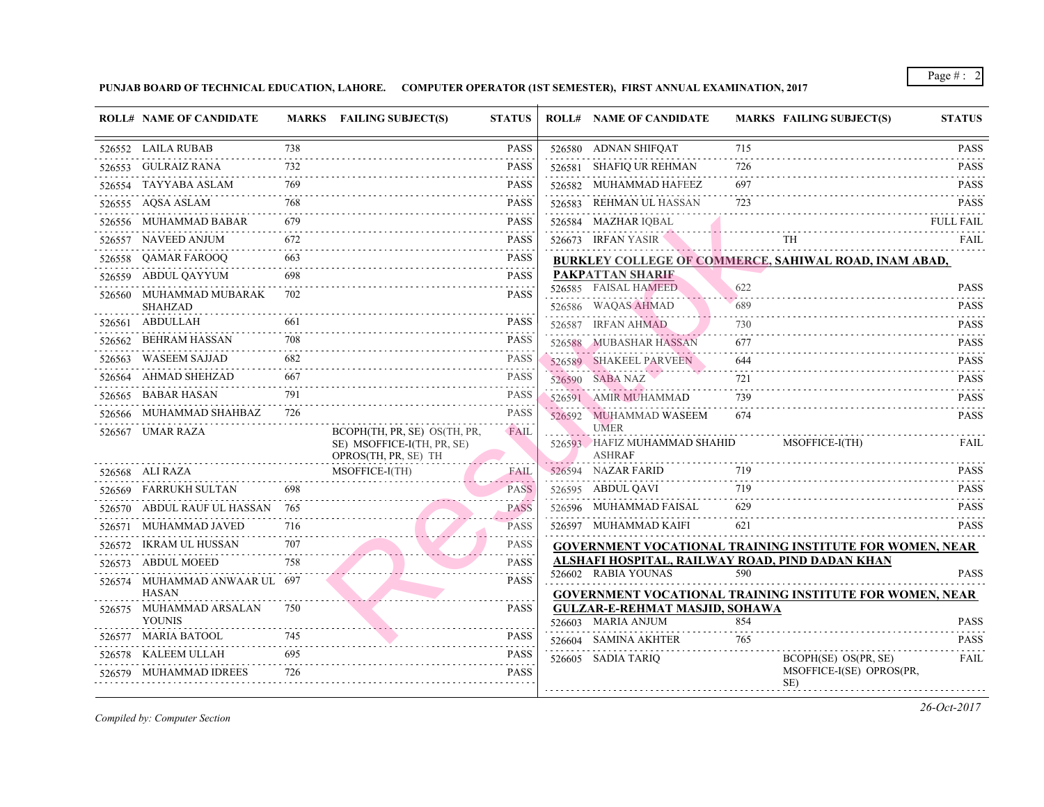**PUNJAB BOARD OF TECHNICAL EDUCATION, LAHORE. COMPUTER OPERATOR (1ST SEMESTER), FIRST ANNUAL EXAMINATION, 2017**

| ROLL# | NAME OF CANDIDATE | MARKS | FAILING SUBJECT(S) | STATUS |
|---|---|---|---|---|
| 526552 | LAILA RUBAB | 738 | | PASS |
| 526553 | GULRAIZ RANA | 732 | | PASS |
| 526554 | TAYYABA ASLAM | 769 | | PASS |
| 526555 | AQSA ASLAM | 768 | | PASS |
| 526556 | MUHAMMAD BABAR | 679 | | PASS |
| 526557 | NAVEED ANJUM | 672 | | PASS |
| 526558 | QAMAR FAROOQ | 663 | | PASS |
| 526559 | ABDUL QAYYUM | 698 | | PASS |
| 526560 | MUHAMMAD MUBARAK SHAHZAD | 702 | | PASS |
| 526561 | ABDULLAH | 661 | | PASS |
| 526562 | BEHRAM HASSAN | 708 | | PASS |
| 526563 | WASEEM SAJJAD | 682 | | PASS |
| 526564 | AHMAD SHEHZAD | 667 | | PASS |
| 526565 | BABAR HASAN | 791 | | PASS |
| 526566 | MUHAMMAD SHAHBAZ | 726 | | PASS |
| 526567 | UMAR RAZA | | BCOPH(TH, PR, SE) OS(TH, PR, SE) MSOFFICE-I(TH, PR, SE) OPROS(TH, PR, SE) TH | FAIL |
| 526568 | ALI RAZA | | MSOFFICE-I(TH) | FAIL |
| 526569 | FARRUKH SULTAN | 698 | | PASS |
| 526570 | ABDUL RAUF UL HASSAN | 765 | | PASS |
| 526571 | MUHAMMAD JAVED | 716 | | PASS |
| 526572 | IKRAM UL HUSSAN | 707 | | PASS |
| 526573 | ABDUL MOEED | 758 | | PASS |
| 526574 | MUHAMMAD ANWAAR UL HASAN | 697 | | PASS |
| 526575 | MUHAMMAD ARSALAN YOUNIS | 750 | | PASS |
| 526577 | MARIA BATOOL | 745 | | PASS |
| 526578 | KALEEM ULLAH | 695 | | PASS |
| 526579 | MUHAMMAD IDREES | 726 | | PASS |
| 526580 | ADNAN SHIFQAT | 715 | | PASS |
| 526581 | SHAFIQ UR REHMAN | 726 | | PASS |
| 526582 | MUHAMMAD HAFEEZ | 697 | | PASS |
| 526583 | REHMAN UL HASSAN | 723 | | PASS |
| 526584 | MAZHAR IQBAL | | | FULL FAIL |
| 526673 | IRFAN YASIR | | TH | FAIL |

**BURKLEY COLLEGE OF COMMERCE, SAHIWAL ROAD, INAM ABAD, PAKPATTAN SHARIF**

| ROLL# | NAME OF CANDIDATE | MARKS | FAILING SUBJECT(S) | STATUS |
|---|---|---|---|---|
| 526585 | FAISAL HAMEED | 622 | | PASS |
| 526586 | WAQAS AHMAD | 689 | | PASS |
| 526587 | IRFAN AHMAD | 730 | | PASS |
| 526588 | MUBASHAR HASSAN | 677 | | PASS |
| 526589 | SHAKEEL PARVEEN | 644 | | PASS |
| 526590 | SABA NAZ | 721 | | PASS |
| 526591 | AMIR MUHAMMAD | 739 | | PASS |
| 526592 | MUHAMMAD WASEEM UMER | 674 | | PASS |
| 526593 | HAFIZ MUHAMMAD SHAHID ASHRAF | | MSOFFICE-I(TH) | FAIL |
| 526594 | NAZAR FARID | 719 | | PASS |
| 526595 | ABDUL QAVI | 719 | | PASS |
| 526596 | MUHAMMAD FAISAL | 629 | | PASS |
| 526597 | MUHAMMAD KAIFI | 621 | | PASS |

**GOVERNMENT VOCATIONAL TRAINING INSTITUTE FOR WOMEN, NEAR ALSHAFI HOSPITAL, RAILWAY ROAD, PIND DADAN KHAN**

| ROLL# | NAME OF CANDIDATE | MARKS | FAILING SUBJECT(S) | STATUS |
|---|---|---|---|---|
| 526602 | RABIA YOUNAS | 590 | | PASS |

**GOVERNMENT VOCATIONAL TRAINING INSTITUTE FOR WOMEN, NEAR GULZAR-E-REHMAT MASJID, SOHAWA**

| ROLL# | NAME OF CANDIDATE | MARKS | FAILING SUBJECT(S) | STATUS |
|---|---|---|---|---|
| 526603 | MARIA ANJUM | 854 | | PASS |
| 526604 | SAMINA AKHTER | 765 | | PASS |
| 526605 | SADIA TARIQ | | BCOPH(SE) OS(PR, SE) MSOFFICE-I(SE) OPROS(PR, SE) | FAIL |

*Compiled by: Computer Section*

*26-Oct-2017*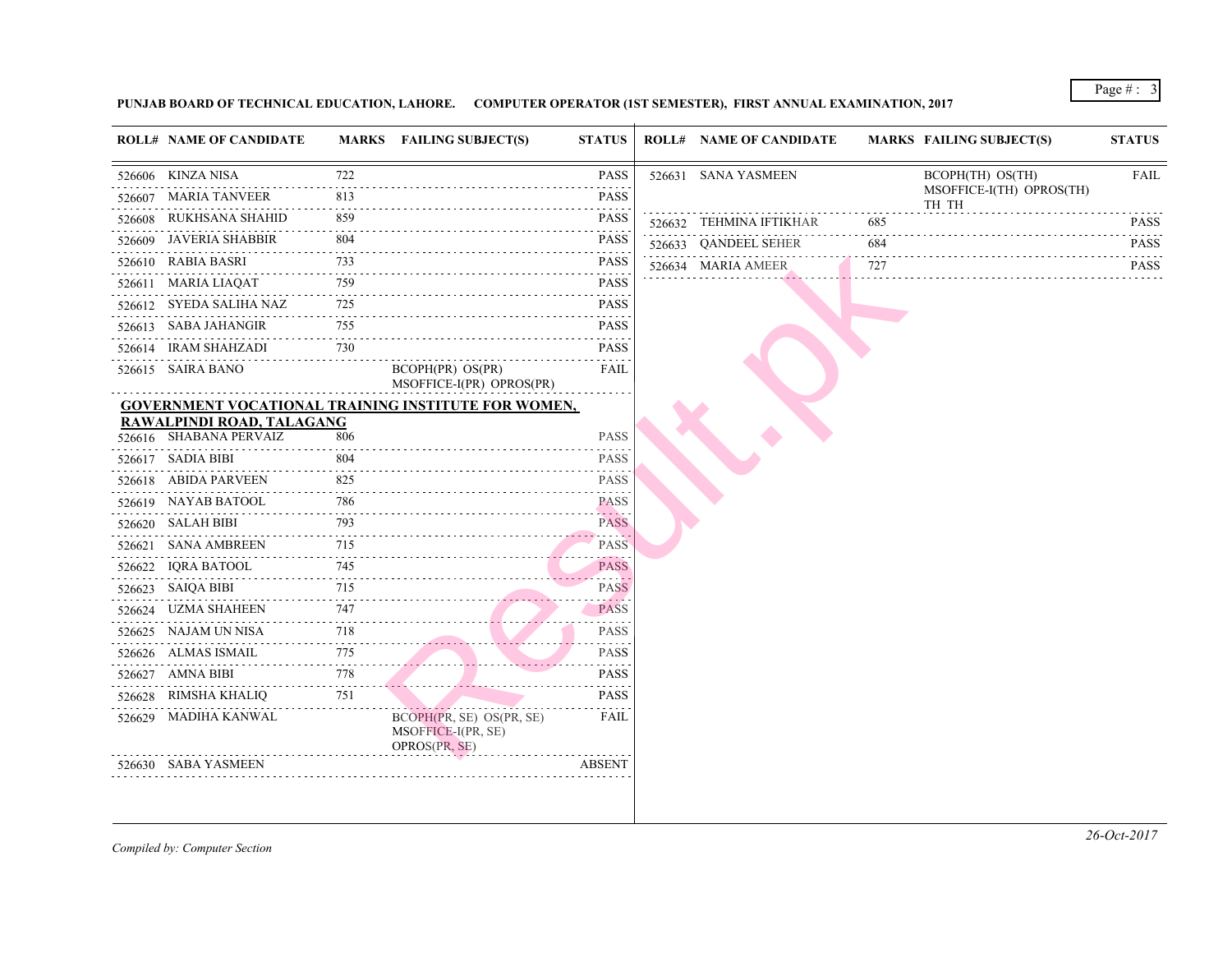**PUNJAB BOARD OF TECHNICAL EDUCATION, LAHORE. COMPUTER OPERATOR (1ST SEMESTER), FIRST ANNUAL EXAMINATION, 2017**

| ROLL# | NAME OF CANDIDATE | MARKS | FAILING SUBJECT(S) | STATUS |
|---|---|---|---|---|
| 526606 | KINZA NISA | 722 | | PASS |
| 526607 | MARIA TANVEER | 813 | | PASS |
| 526608 | RUKHSANA SHAHID | 859 | | PASS |
| 526609 | JAVERIA SHABBIR | 804 | | PASS |
| 526610 | RABIA BASRI | 733 | | PASS |
| 526611 | MARIA LIAQAT | 759 | | PASS |
| 526612 | SYEDA SALIHA NAZ | 725 | | PASS |
| 526613 | SABA JAHANGIR | 755 | | PASS |
| 526614 | IRAM SHAHZADI | 730 | | PASS |
| 526615 | SAIRA BANO | | BCOPH(PR) OS(PR) MSOFFICE-I(PR) OPROS(PR) | FAIL |

**GOVERNMENT VOCATIONAL TRAINING INSTITUTE FOR WOMEN, RAWALPINDI ROAD, TALAGANG**

| ROLL# | NAME OF CANDIDATE | MARKS | FAILING SUBJECT(S) | STATUS |
|---|---|---|---|---|
| 526616 | SHABANA PERVAIZ | 806 | | PASS |
| 526617 | SADIA BIBI | 804 | | PASS |
| 526618 | ABIDA PARVEEN | 825 | | PASS |
| 526619 | NAYAB BATOOL | 786 | | PASS |
| 526620 | SALAH BIBI | 793 | | PASS |
| 526621 | SANA AMBREEN | 715 | | PASS |
| 526622 | IQRA BATOOL | 745 | | PASS |
| 526623 | SAIQA BIBI | 715 | | PASS |
| 526624 | UZMA SHAHEEN | 747 | | PASS |
| 526625 | NAJAM UN NISA | 718 | | PASS |
| 526626 | ALMAS ISMAIL | 775 | | PASS |
| 526627 | AMNA BIBI | 778 | | PASS |
| 526628 | RIMSHA KHALIQ | 751 | | PASS |
| 526629 | MADIHA KANWAL | | BCOPH(PR, SE) OS(PR, SE) MSOFFICE-I(PR, SE) OPROS(PR, SE) | FAIL |
| 526630 | SABA YASMEEN | | | ABSENT |
| 526631 | SANA YASMEEN | | BCOPH(TH) OS(TH) MSOFFICE-I(TH) OPROS(TH) TH TH | FAIL |
| 526632 | TEHMINA IFTIKHAR | 685 | | PASS |
| 526633 | QANDEEL SEHER | 684 | | PASS |
| 526634 | MARIA AMEER | 727 | | PASS |

*Compiled by: Computer Section*

*26-Oct-2017*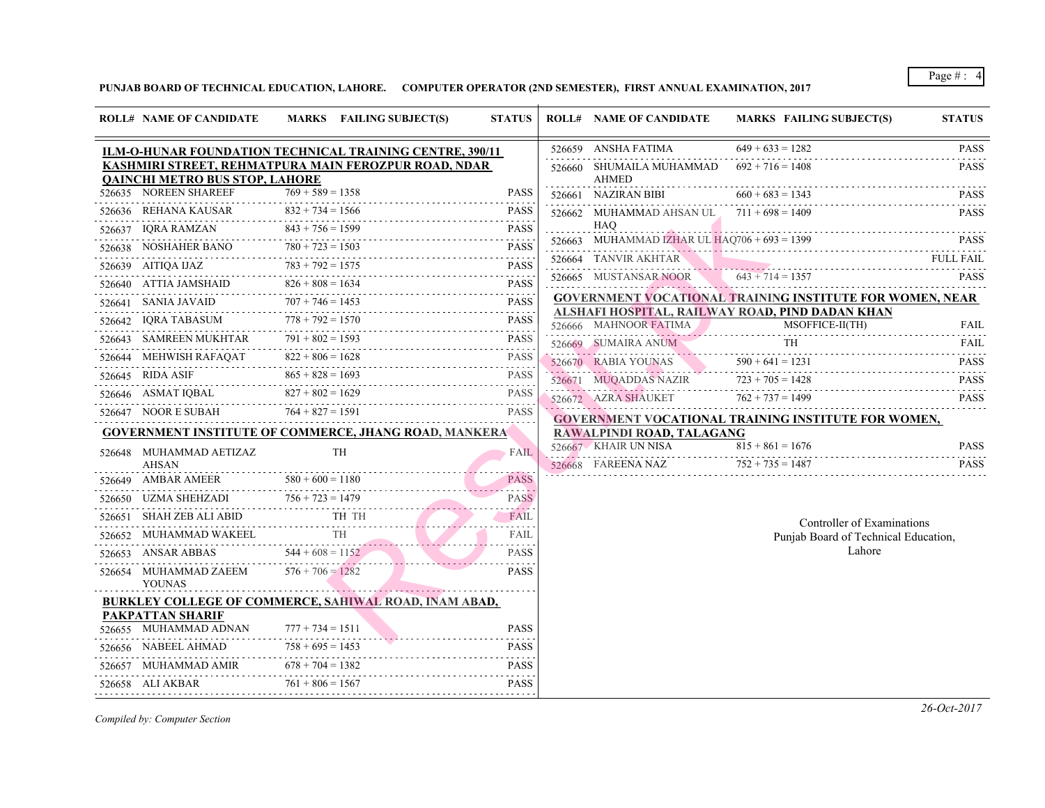**PUNJAB BOARD OF TECHNICAL EDUCATION, LAHORE. COMPUTER OPERATOR (2ND SEMESTER), FIRST ANNUAL EXAMINATION, 2017**

| ROLL# | NAME OF CANDIDATE | MARKS | FAILING SUBJECT(S) | STATUS |
|---|---|---|---|---|
| **ILM-O-HUNAR FOUNDATION TECHNICAL TRAINING CENTRE, 390/11 KASHMIRI STREET, REHMATPURA MAIN FEROZPUR ROAD, NDAR QAINCHI METRO BUS STOP, LAHORE** | | | | |
| 526635 | NOREEN SHAREEF | 769 + 589 = 1358 | | PASS |
| 526636 | REHANA KAUSAR | 832 + 734 = 1566 | | PASS |
| 526637 | IQRA RAMZAN | 843 + 756 = 1599 | | PASS |
| 526638 | NOSHAHER BANO | 780 + 723 = 1503 | | PASS |
| 526639 | AITIQA IJAZ | 783 + 792 = 1575 | | PASS |
| 526640 | ATTIA JAMSHAID | 826 + 808 = 1634 | | PASS |
| 526641 | SANIA JAVAID | 707 + 746 = 1453 | | PASS |
| 526642 | IQRA TABASUM | 778 + 792 = 1570 | | PASS |
| 526643 | SAMREEN MUKHTAR | 791 + 802 = 1593 | | PASS |
| 526644 | MEHWISH RAFAQAT | 822 + 806 = 1628 | | PASS |
| 526645 | RIDA ASIF | 865 + 828 = 1693 | | PASS |
| 526646 | ASMAT IQBAL | 827 + 802 = 1629 | | PASS |
| 526647 | NOOR E SUBAH | 764 + 827 = 1591 | | PASS |
| **GOVERNMENT INSTITUTE OF COMMERCE, JHANG ROAD, MANKERA** | | | | |
| 526648 | MUHAMMAD AETIZAZ AHSAN | | TH | FAIL |
| 526649 | AMBAR AMEER | 580 + 600 = 1180 | | PASS |
| 526650 | UZMA SHEHZADI | 756 + 723 = 1479 | | PASS |
| 526651 | SHAH ZEB ALI ABID | | TH TH | FAIL |
| 526652 | MUHAMMAD WAKEEL | | TH | FAIL |
| 526653 | ANSAR ABBAS | 544 + 608 = 1152 | | PASS |
| 526654 | MUHAMMAD ZAEEM YOUNAS | 576 + 706 = 1282 | | PASS |
| **BURKLEY COLLEGE OF COMMERCE, SAHIWAL ROAD, INAM ABAD, PAKPATTAN SHARIF** | | | | |
| 526655 | MUHAMMAD ADNAN | 777 + 734 = 1511 | | PASS |
| 526656 | NABEEL AHMAD | 758 + 695 = 1453 | | PASS |
| 526657 | MUHAMMAD AMIR | 678 + 704 = 1382 | | PASS |
| 526658 | ALI AKBAR | 761 + 806 = 1567 | | PASS |
| 526659 | ANSHA FATIMA | 649 + 633 = 1282 | | PASS |
| 526660 | SHUMAILA MUHAMMAD AHMED | 692 + 716 = 1408 | | PASS |
| 526661 | NAZIRAN BIBI | 660 + 683 = 1343 | | PASS |
| 526662 | MUHAMMAD AHSAN UL HAQ | 711 + 698 = 1409 | | PASS |
| 526663 | MUHAMMAD IZHAR UL HAQ | 706 + 693 = 1399 | | PASS |
| 526664 | TANVIR AKHTAR | | | FULL FAIL |
| 526665 | MUSTANSAR NOOR | 643 + 714 = 1357 | | PASS |
| **GOVERNMENT VOCATIONAL TRAINING INSTITUTE FOR WOMEN, NEAR ALSHAFI HOSPITAL, RAILWAY ROAD, PIND DADAN KHAN** | | | | |
| 526666 | MAHNOOR FATIMA | | MSOFFICE-II(TH) | FAIL |
| 526669 | SUMAIRA ANUM | | TH | FAIL |
| 526670 | RABIA YOUNAS | 590 + 641 = 1231 | | PASS |
| 526671 | MUQADDAS NAZIR | 723 + 705 = 1428 | | PASS |
| 526672 | AZRA SHAUKET | 762 + 737 = 1499 | | PASS |
| **GOVERNMENT VOCATIONAL TRAINING INSTITUTE FOR WOMEN, RAWALPINDI ROAD, TALAGANG** | | | | |
| 526667 | KHAIR UN NISA | 815 + 861 = 1676 | | PASS |
| 526668 | FAREENA NAZ | 752 + 735 = 1487 | | PASS |

Controller of Examinations
Punjab Board of Technical Education,
Lahore

*Compiled by: Computer Section*

*26-Oct-2017*